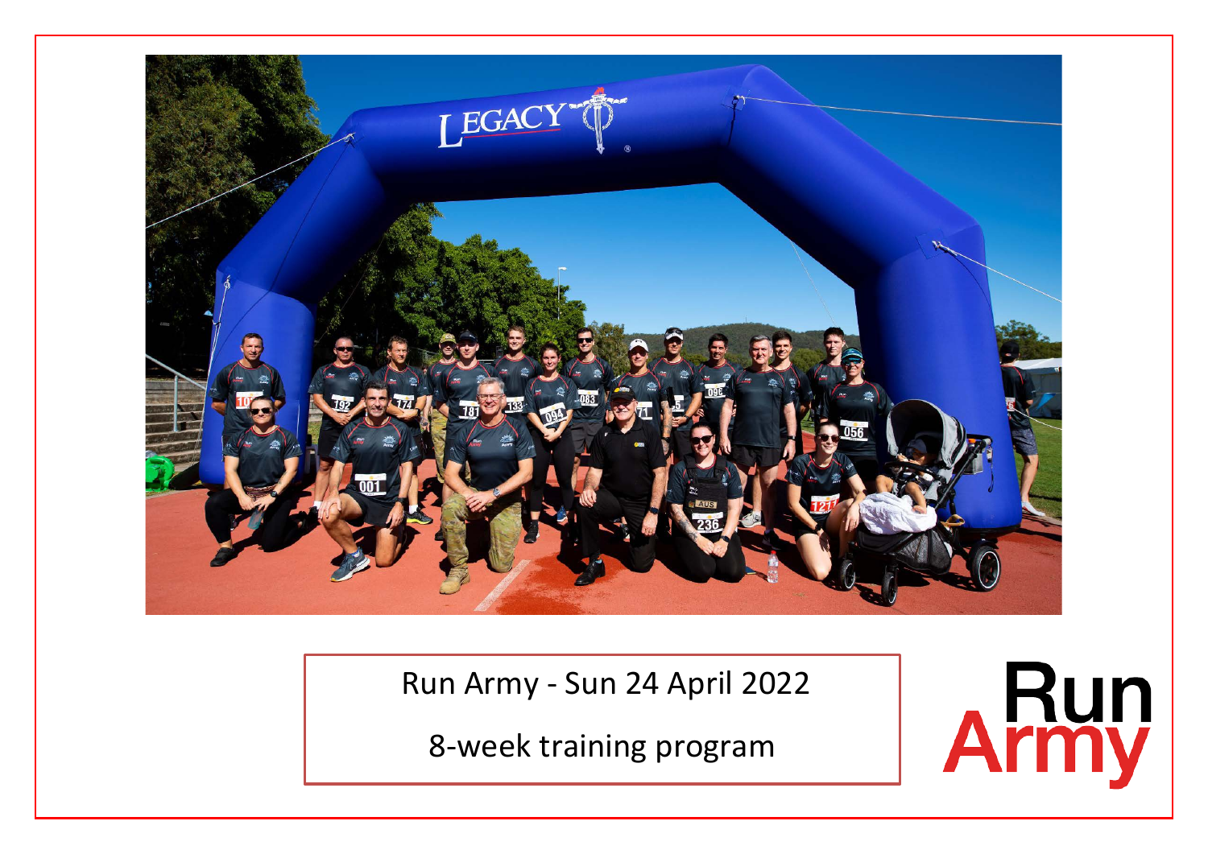Run Army - Sun 24 April 2022

8-week training program

Run Army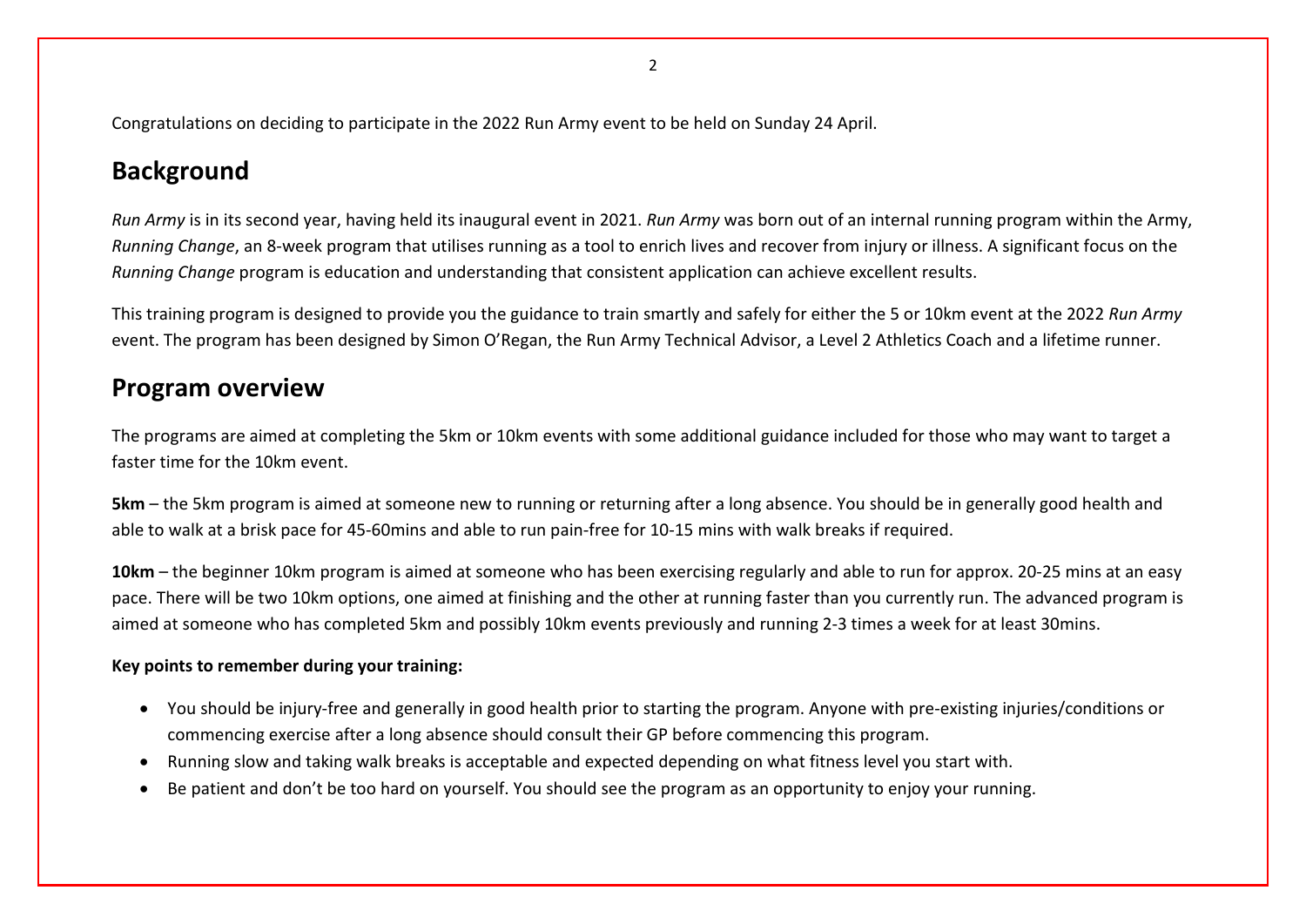Congratulations on deciding to participate in the 2022 Run Army event to be held on Sunday 24 April.

## Background

*Run Army* is in its second year, having held its inaugural event in 2021. *Run Army* was born out of an internal running program within the Army, *Running Change*, an 8-week program that utilises running as a tool to enrich lives and recover from injury or illness. A significant focus on the *Running Change* program is education and understanding that consistent application can achieve excellent results.

This training program is designed to provide you the guidance to train smartly and safely for either the 5 or 10km event at the 2022 *Run Army* event. The program has been designed by Simon O'Regan, the Run Army Technical Advisor, a Level 2 Athletics Coach and a lifetime runner.

## Program overview

The programs are aimed at completing the 5km or 10km events with some additional guidance included for those who may want to target a faster time for the 10km event.

**5km** – the 5km program is aimed at someone new to running or returning after a long absence. You should be in generally good health and able to walk at a brisk pace for 45-60mins and able to run pain-free for 10-15 mins with walk breaks if required.

**10km** – the beginner 10km program is aimed at someone who has been exercising regularly and able to run for approx. 20-25 mins at an easy pace. There will be two 10km options, one aimed at finishing and the other at running faster than you currently run. The advanced program is aimed at someone who has completed 5km and possibly 10km events previously and running 2-3 times a week for at least 30mins.

**Key points to remember during your training:**

- You should be injury-free and generally in good health prior to starting the program. Anyone with pre-existing injuries/conditions or commencing exercise after a long absence should consult their GP before commencing this program.
- Running slow and taking walk breaks is acceptable and expected depending on what fitness level you start with.
- Be patient and don't be too hard on yourself. You should see the program as an opportunity to enjoy your running.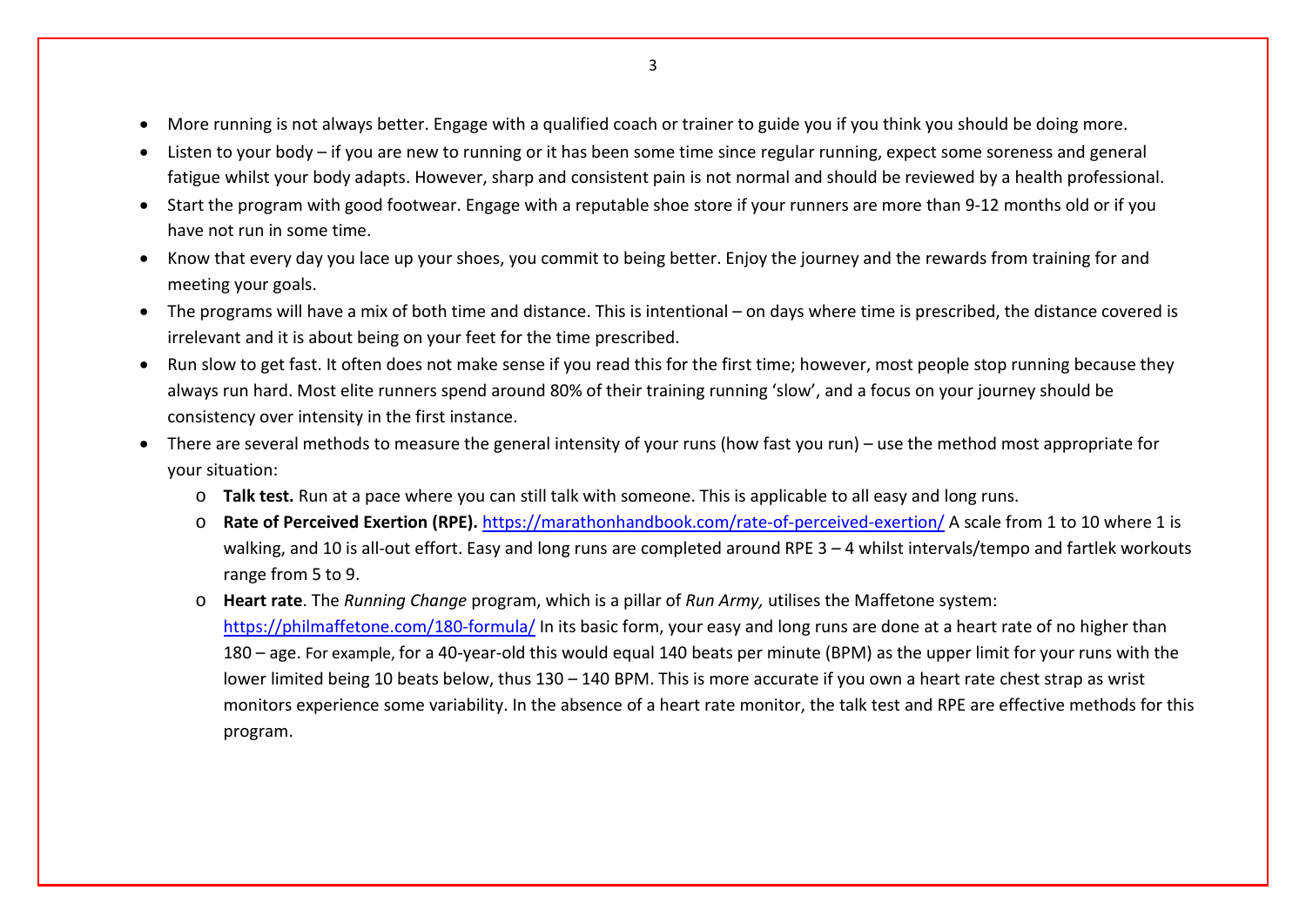- More running is not always better. Engage with a qualified coach or trainer to guide you if you think you should be doing more.
- Listen to your body – if you are new to running or it has been some time since regular running, expect some soreness and general fatigue whilst your body adapts. However, sharp and consistent pain is not normal and should be reviewed by a health professional.
- Start the program with good footwear. Engage with a reputable shoe store if your runners are more than 9-12 months old or if you have not run in some time.
- Know that every day you lace up your shoes, you commit to being better. Enjoy the journey and the rewards from training for and meeting your goals.
- The programs will have a mix of both time and distance. This is intentional – on days where time is prescribed, the distance covered is irrelevant and it is about being on your feet for the time prescribed.
- Run slow to get fast. It often does not make sense if you read this for the first time; however, most people stop running because they always run hard. Most elite runners spend around 80% of their training running 'slow', and a focus on your journey should be consistency over intensity in the first instance.
- There are several methods to measure the general intensity of your runs (how fast you run) – use the method most appropriate for your situation:
    - **Talk test.** Run at a pace where you can still talk with someone. This is applicable to all easy and long runs.
    - **Rate of Perceived Exertion (RPE).** https://marathonhandbook.com/rate-of-perceived-exertion/ A scale from 1 to 10 where 1 is walking, and 10 is all-out effort. Easy and long runs are completed around RPE 3 – 4 whilst intervals/tempo and fartlek workouts range from 5 to 9.
    - **Heart rate**. The *Running Change* program, which is a pillar of *Run Army,* utilises the Maffetone system: https://philmaffetone.com/180-formula/ In its basic form, your easy and long runs are done at a heart rate of no higher than 180 – age. For example, for a 40-year-old this would equal 140 beats per minute (BPM) as the upper limit for your runs with the lower limited being 10 beats below, thus 130 – 140 BPM. This is more accurate if you own a heart rate chest strap as wrist monitors experience some variability. In the absence of a heart rate monitor, the talk test and RPE are effective methods for this program.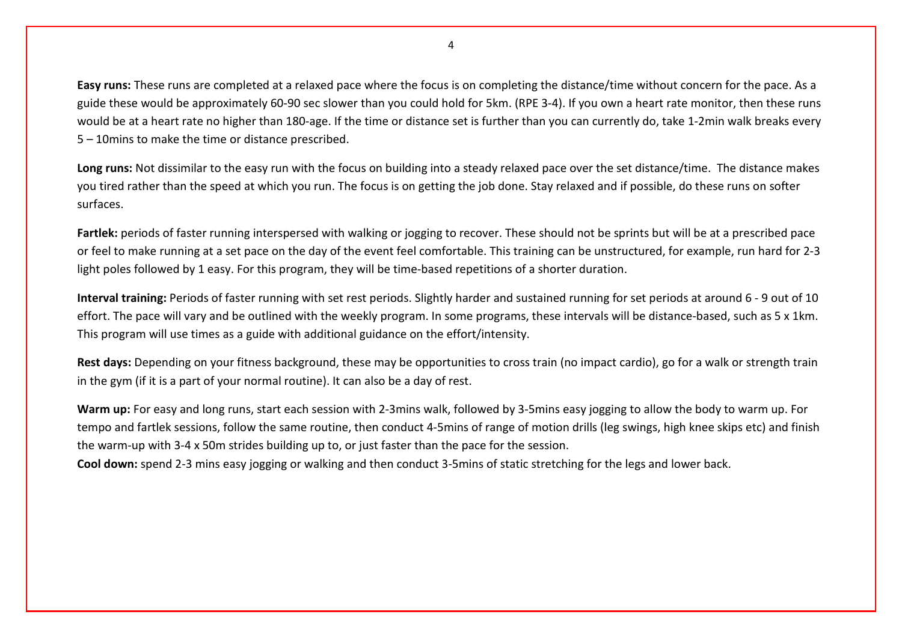**Easy runs:** These runs are completed at a relaxed pace where the focus is on completing the distance/time without concern for the pace. As a guide these would be approximately 60-90 sec slower than you could hold for 5km. (RPE 3-4). If you own a heart rate monitor, then these runs would be at a heart rate no higher than 180-age. If the time or distance set is further than you can currently do, take 1-2min walk breaks every 5 – 10mins to make the time or distance prescribed.

**Long runs:** Not dissimilar to the easy run with the focus on building into a steady relaxed pace over the set distance/time. The distance makes you tired rather than the speed at which you run. The focus is on getting the job done. Stay relaxed and if possible, do these runs on softer surfaces.

**Fartlek:** periods of faster running interspersed with walking or jogging to recover. These should not be sprints but will be at a prescribed pace or feel to make running at a set pace on the day of the event feel comfortable. This training can be unstructured, for example, run hard for 2-3 light poles followed by 1 easy. For this program, they will be time-based repetitions of a shorter duration.

**Interval training:** Periods of faster running with set rest periods. Slightly harder and sustained running for set periods at around 6 - 9 out of 10 effort. The pace will vary and be outlined with the weekly program. In some programs, these intervals will be distance-based, such as 5 x 1km. This program will use times as a guide with additional guidance on the effort/intensity.

**Rest days:** Depending on your fitness background, these may be opportunities to cross train (no impact cardio), go for a walk or strength train in the gym (if it is a part of your normal routine). It can also be a day of rest.

**Warm up:** For easy and long runs, start each session with 2-3mins walk, followed by 3-5mins easy jogging to allow the body to warm up. For tempo and fartlek sessions, follow the same routine, then conduct 4-5mins of range of motion drills (leg swings, high knee skips etc) and finish the warm-up with 3-4 x 50m strides building up to, or just faster than the pace for the session.

**Cool down:** spend 2-3 mins easy jogging or walking and then conduct 3-5mins of static stretching for the legs and lower back.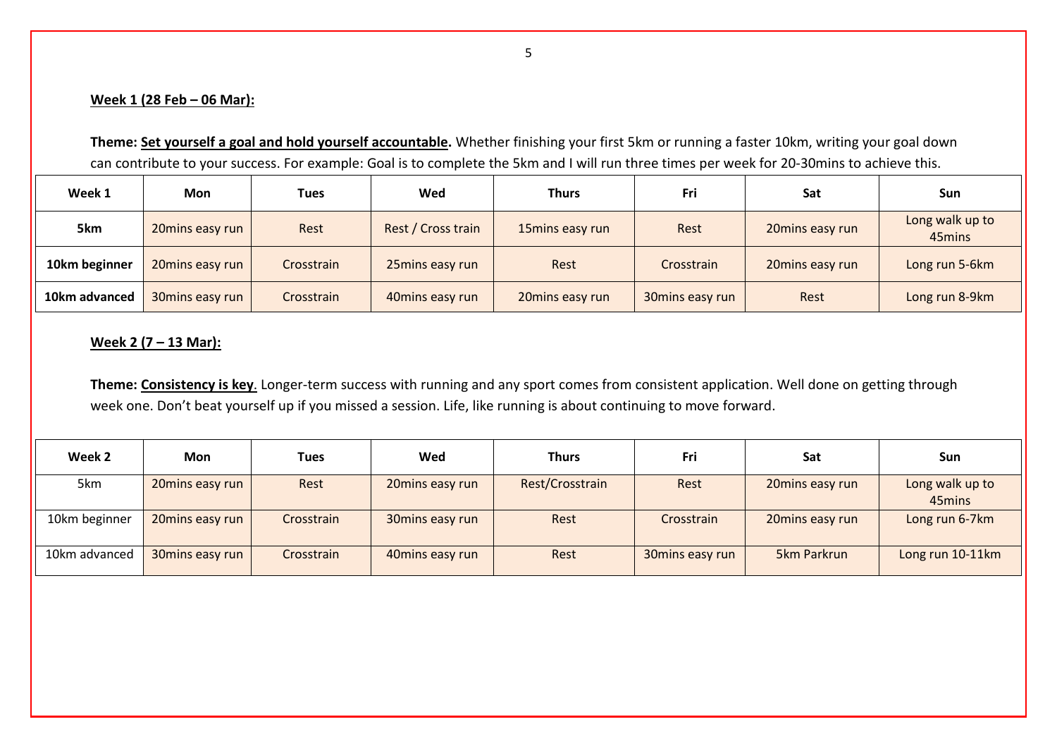**Week 1 (28 Feb – 06 Mar):**

**Theme: Set yourself a goal and hold yourself accountable.** Whether finishing your first 5km or running a faster 10km, writing your goal down can contribute to your success. For example: Goal is to complete the 5km and I will run three times per week for 20-30mins to achieve this.

| Week 1 | Mon | Tues | Wed | Thurs | Fri | Sat | Sun |
|---|---|---|---|---|---|---|---|
| **5km** | 20mins easy run | Rest | Rest / Cross train | 15mins easy run | Rest | 20mins easy run | Long walk up to 45mins |
| **10km beginner** | 20mins easy run | Crosstrain | 25mins easy run | Rest | Crosstrain | 20mins easy run | Long run 5-6km |
| **10km advanced** | 30mins easy run | Crosstrain | 40mins easy run | 20mins easy run | 30mins easy run | Rest | Long run 8-9km |

**Week 2 (7 – 13 Mar):**

**Theme: Consistency is key**. Longer-term success with running and any sport comes from consistent application. Well done on getting through week one. Don't beat yourself up if you missed a session. Life, like running is about continuing to move forward.

| Week 2 | Mon | Tues | Wed | Thurs | Fri | Sat | Sun |
|---|---|---|---|---|---|---|---|
| 5km | 20mins easy run | Rest | 20mins easy run | Rest/Crosstrain | Rest | 20mins easy run | Long walk up to 45mins |
| 10km beginner | 20mins easy run | Crosstrain | 30mins easy run | Rest | Crosstrain | 20mins easy run | Long run 6-7km |
| 10km advanced | 30mins easy run | Crosstrain | 40mins easy run | Rest | 30mins easy run | 5km Parkrun | Long run 10-11km |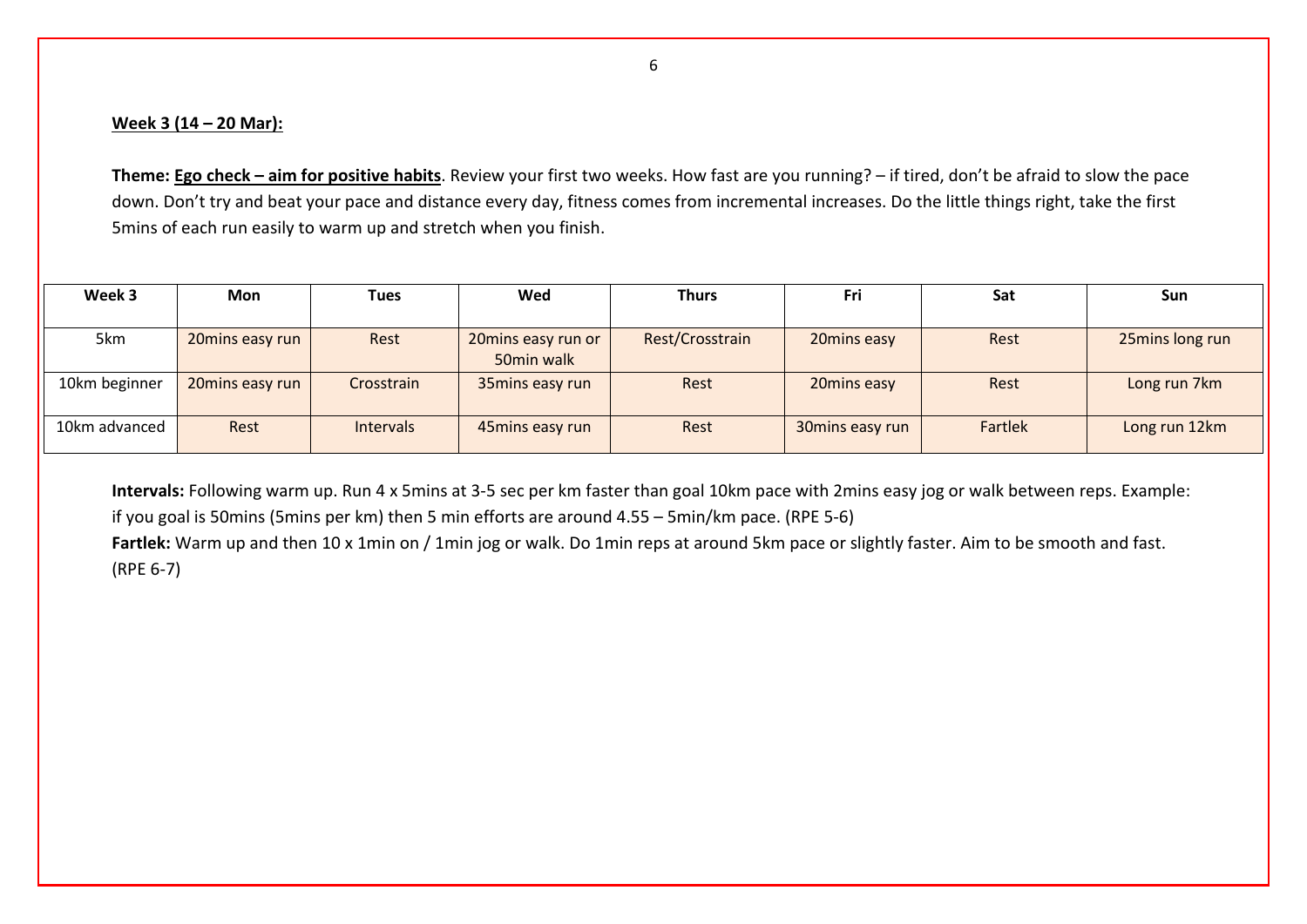**Week 3 (14 – 20 Mar):**

**Theme: Ego check – aim for positive habits**. Review your first two weeks. How fast are you running? – if tired, don't be afraid to slow the pace down. Don't try and beat your pace and distance every day, fitness comes from incremental increases. Do the little things right, take the first 5mins of each run easily to warm up and stretch when you finish.

| Week 3 | Mon | Tues | Wed | Thurs | Fri | Sat | Sun |
|---|---|---|---|---|---|---|---|
| 5km | 20mins easy run | Rest | 20mins easy run or 50min walk | Rest/Crosstrain | 20mins easy | Rest | 25mins long run |
| 10km beginner | 20mins easy run | Crosstrain | 35mins easy run | Rest | 20mins easy | Rest | Long run 7km |
| 10km advanced | Rest | Intervals | 45mins easy run | Rest | 30mins easy run | Fartlek | Long run 12km |

**Intervals:** Following warm up. Run 4 x 5mins at 3-5 sec per km faster than goal 10km pace with 2mins easy jog or walk between reps. Example: if you goal is 50mins (5mins per km) then 5 min efforts are around 4.55 – 5min/km pace. (RPE 5-6)

**Fartlek:** Warm up and then 10 x 1min on / 1min jog or walk. Do 1min reps at around 5km pace or slightly faster. Aim to be smooth and fast. (RPE 6-7)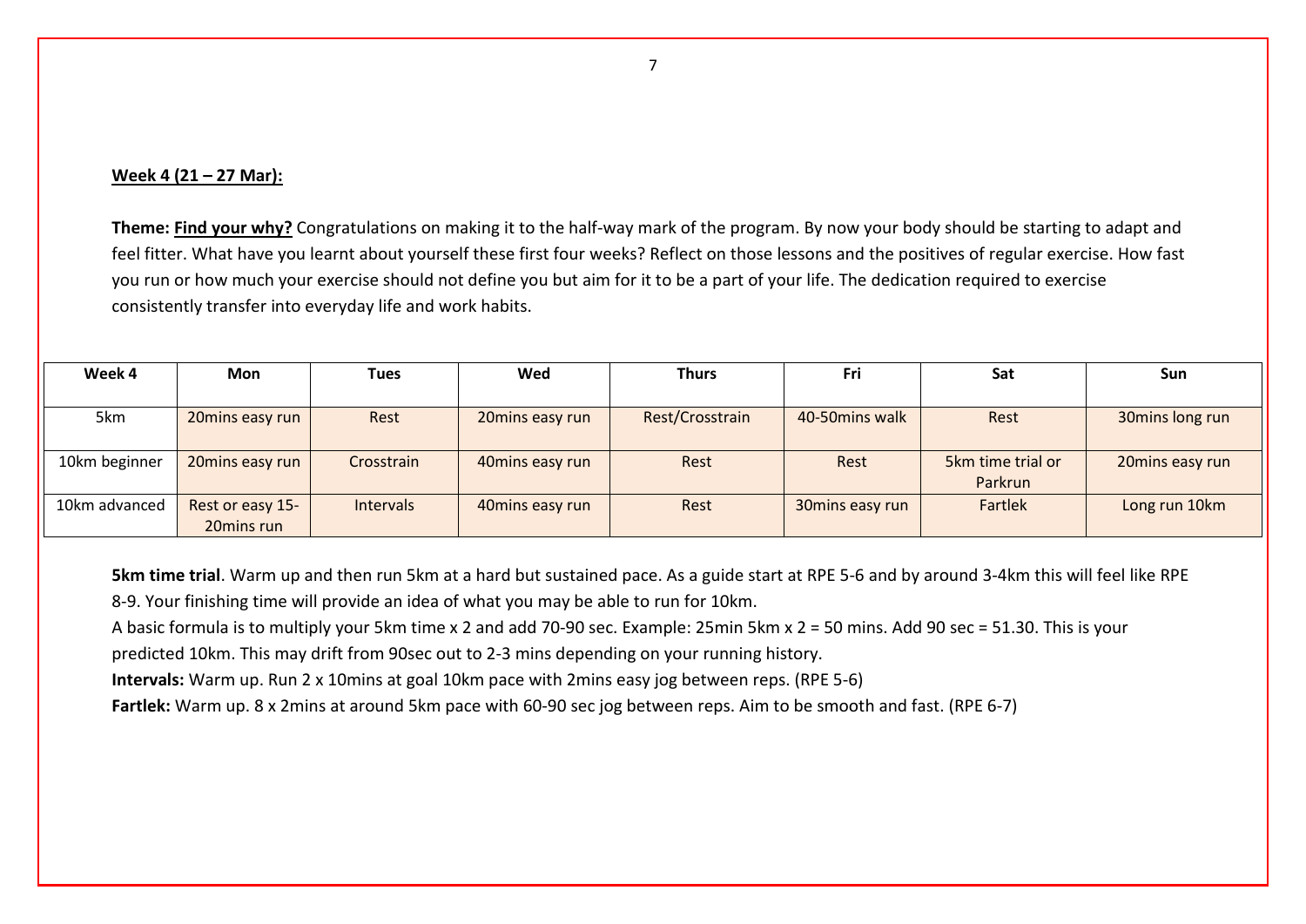**<u>Week 4 (21 – 27 Mar):</u>**

**Theme: <u>Find your why?</u>** Congratulations on making it to the half-way mark of the program. By now your body should be starting to adapt and feel fitter. What have you learnt about yourself these first four weeks? Reflect on those lessons and the positives of regular exercise. How fast you run or how much your exercise should not define you but aim for it to be a part of your life. The dedication required to exercise consistently transfer into everyday life and work habits.

| Week 4 | Mon | Tues | Wed | Thurs | Fri | Sat | Sun |
|---|---|---|---|---|---|---|---|
| 5km | 20mins easy run | Rest | 20mins easy run | Rest/Crosstrain | 40-50mins walk | Rest | 30mins long run |
| 10km beginner | 20mins easy run | Crosstrain | 40mins easy run | Rest | Rest | 5km time trial or Parkrun | 20mins easy run |
| 10km advanced | Rest or easy 15-20mins run | Intervals | 40mins easy run | Rest | 30mins easy run | Fartlek | Long run 10km |

**5km time trial**. Warm up and then run 5km at a hard but sustained pace. As a guide start at RPE 5-6 and by around 3-4km this will feel like RPE 8-9. Your finishing time will provide an idea of what you may be able to run for 10km.
A basic formula is to multiply your 5km time x 2 and add 70-90 sec. Example: 25min 5km x 2 = 50 mins. Add 90 sec = 51.30. This is your predicted 10km. This may drift from 90sec out to 2-3 mins depending on your running history.
**Intervals:** Warm up. Run 2 x 10mins at goal 10km pace with 2mins easy jog between reps. (RPE 5-6)
**Fartlek:** Warm up. 8 x 2mins at around 5km pace with 60-90 sec jog between reps. Aim to be smooth and fast. (RPE 6-7)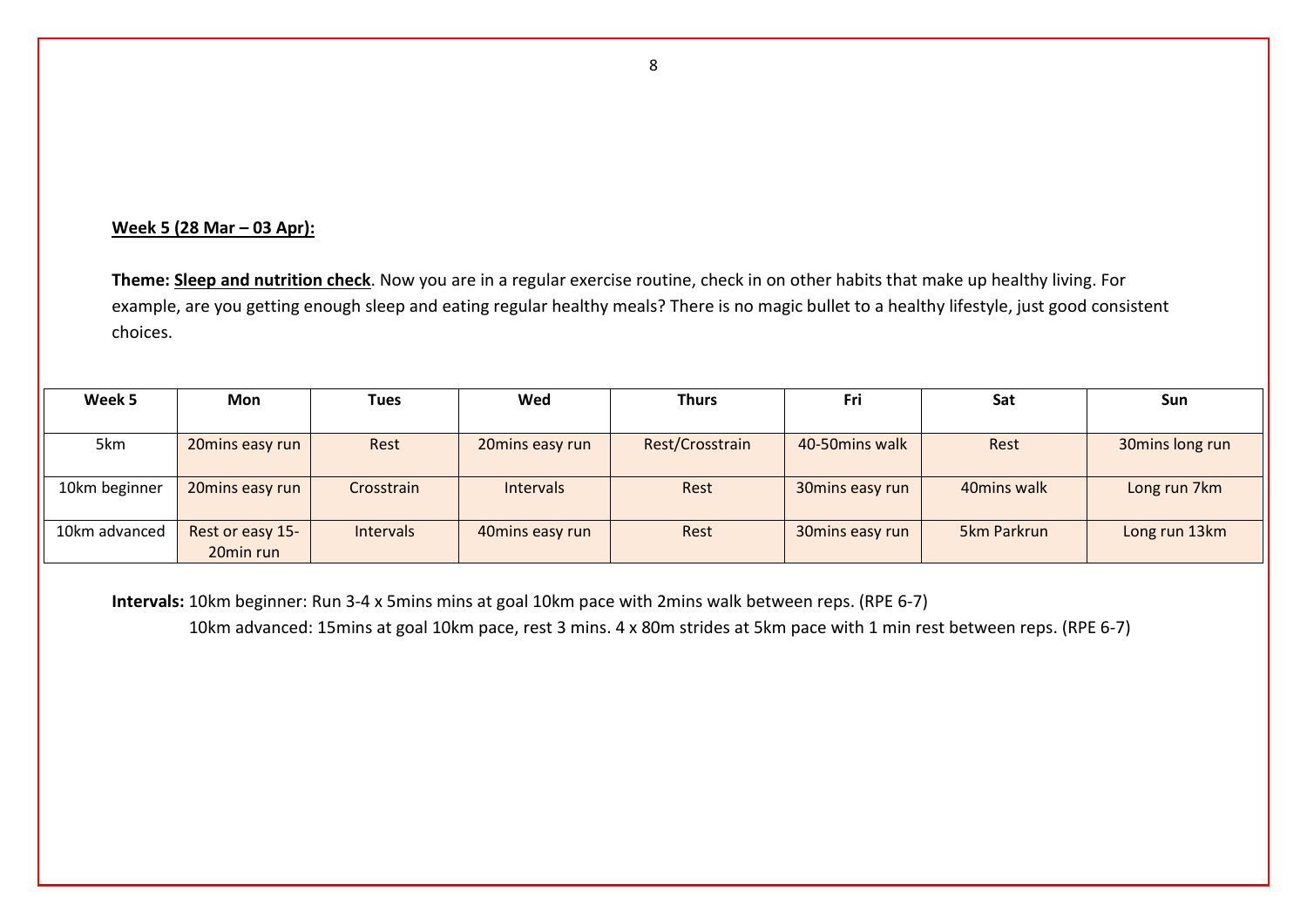**Week 5 (28 Mar – 03 Apr):**

**Theme: Sleep and nutrition check**. Now you are in a regular exercise routine, check in on other habits that make up healthy living. For example, are you getting enough sleep and eating regular healthy meals? There is no magic bullet to a healthy lifestyle, just good consistent choices.

| Week 5 | Mon | Tues | Wed | Thurs | Fri | Sat | Sun |
|---|---|---|---|---|---|---|---|
| 5km | 20mins easy run | Rest | 20mins easy run | Rest/Crosstrain | 40-50mins walk | Rest | 30mins long run |
| 10km beginner | 20mins easy run | Crosstrain | Intervals | Rest | 30mins easy run | 40mins walk | Long run 7km |
| 10km advanced | Rest or easy 15-20min run | Intervals | 40mins easy run | Rest | 30mins easy run | 5km Parkrun | Long run 13km |

**Intervals:** 10km beginner: Run 3-4 x 5mins mins at goal 10km pace with 2mins walk between reps. (RPE 6-7)

10km advanced: 15mins at goal 10km pace, rest 3 mins. 4 x 80m strides at 5km pace with 1 min rest between reps. (RPE 6-7)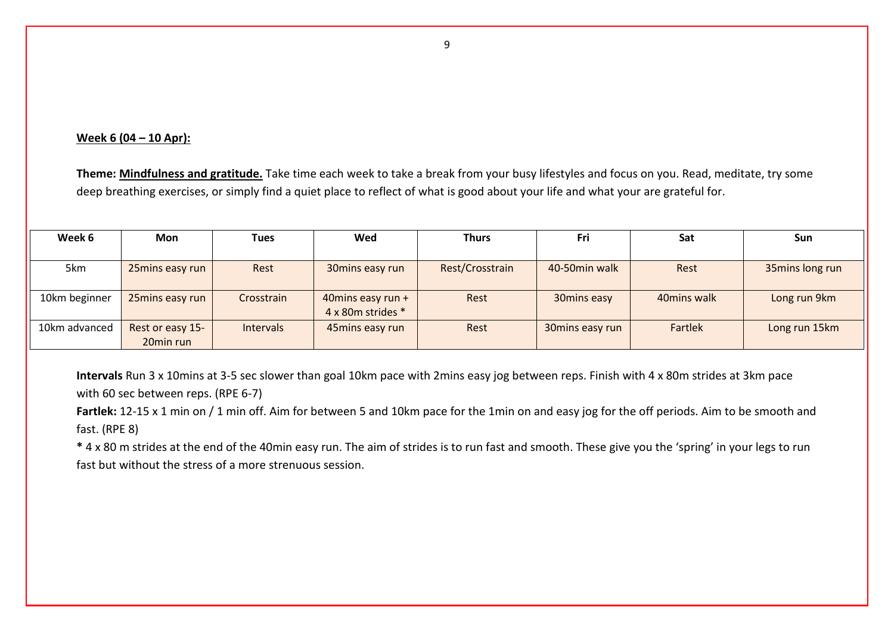**Week 6 (04 – 10 Apr):**

**Theme: Mindfulness and gratitude.** Take time each week to take a break from your busy lifestyles and focus on you. Read, meditate, try some deep breathing exercises, or simply find a quiet place to reflect of what is good about your life and what your are grateful for.

| Week 6 | Mon | Tues | Wed | Thurs | Fri | Sat | Sun |
|---|---|---|---|---|---|---|---|
| 5km | 25mins easy run | Rest | 30mins easy run | Rest/Crosstrain | 40-50min walk | Rest | 35mins long run |
| 10km beginner | 25mins easy run | Crosstrain | 40mins easy run + 4 x 80m strides * | Rest | 30mins easy | 40mins walk | Long run 9km |
| 10km advanced | Rest or easy 15-20min run | Intervals | 45mins easy run | Rest | 30mins easy run | Fartlek | Long run 15km |

**Intervals** Run 3 x 10mins at 3-5 sec slower than goal 10km pace with 2mins easy jog between reps. Finish with 4 x 80m strides at 3km pace with 60 sec between reps. (RPE 6-7)

**Fartlek:** 12-15 x 1 min on / 1 min off. Aim for between 5 and 10km pace for the 1min on and easy jog for the off periods. Aim to be smooth and fast. (RPE 8)

**\*** 4 x 80 m strides at the end of the 40min easy run. The aim of strides is to run fast and smooth. These give you the 'spring' in your legs to run fast but without the stress of a more strenuous session.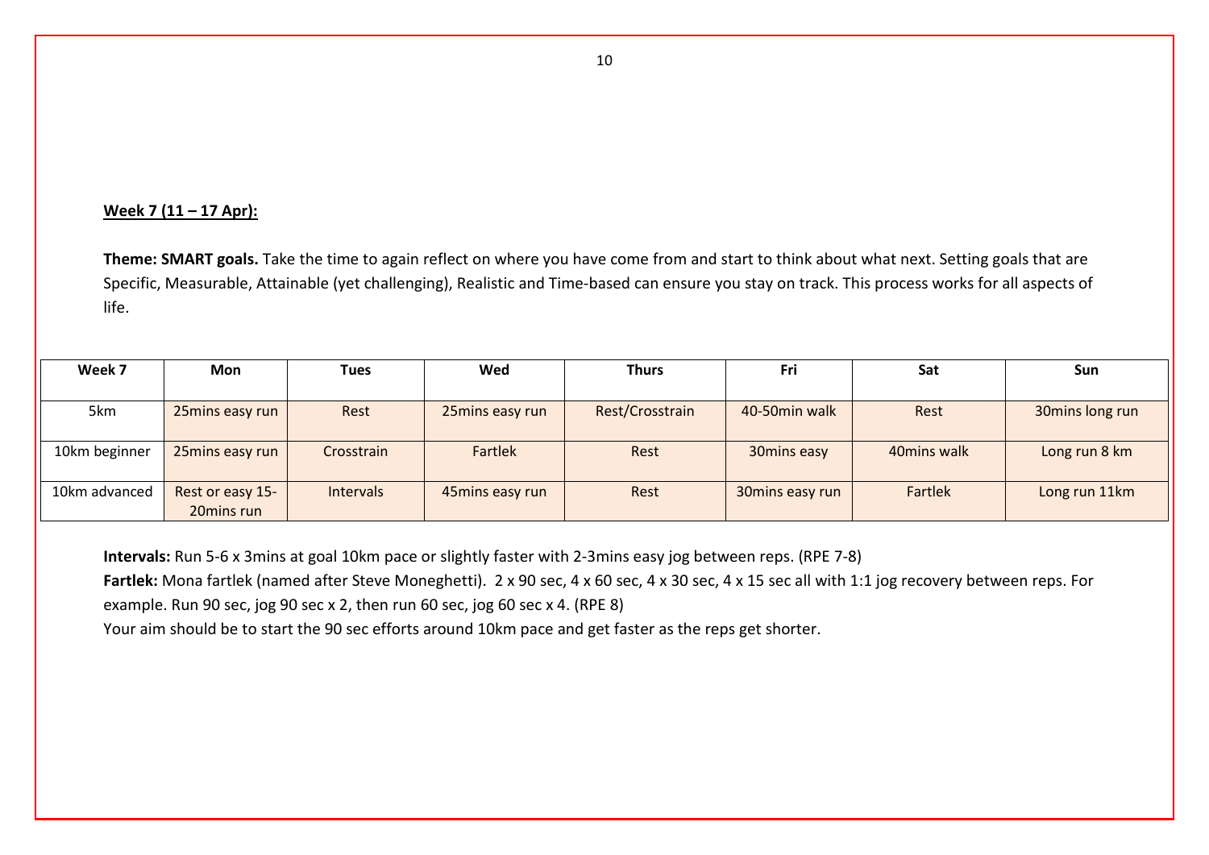**Week 7 (11 – 17 Apr):**

**Theme: SMART goals.** Take the time to again reflect on where you have come from and start to think about what next. Setting goals that are Specific, Measurable, Attainable (yet challenging), Realistic and Time-based can ensure you stay on track. This process works for all aspects of life.

| Week 7 | Mon | Tues | Wed | Thurs | Fri | Sat | Sun |
|---|---|---|---|---|---|---|---|
| 5km | 25mins easy run | Rest | 25mins easy run | Rest/Crosstrain | 40-50min walk | Rest | 30mins long run |
| 10km beginner | 25mins easy run | Crosstrain | Fartlek | Rest | 30mins easy | 40mins walk | Long run 8 km |
| 10km advanced | Rest or easy 15-20mins run | Intervals | 45mins easy run | Rest | 30mins easy run | Fartlek | Long run 11km |

**Intervals:** Run 5-6 x 3mins at goal 10km pace or slightly faster with 2-3mins easy jog between reps. (RPE 7-8)

**Fartlek:** Mona fartlek (named after Steve Moneghetti). 2 x 90 sec, 4 x 60 sec, 4 x 30 sec, 4 x 15 sec all with 1:1 jog recovery between reps. For example. Run 90 sec, jog 90 sec x 2, then run 60 sec, jog 60 sec x 4. (RPE 8)

Your aim should be to start the 90 sec efforts around 10km pace and get faster as the reps get shorter.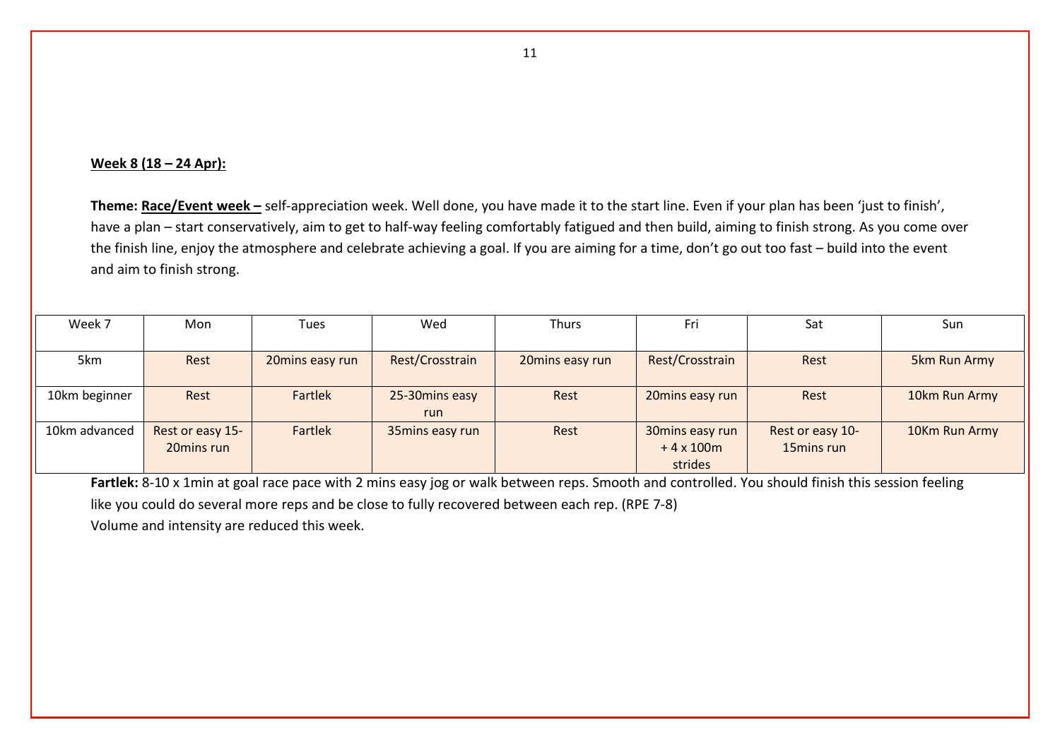**<u>Week 8 (18 – 24 Apr):</u>**

**Theme: <u>Race/Event week –</u>** self-appreciation week. Well done, you have made it to the start line. Even if your plan has been 'just to finish', have a plan – start conservatively, aim to get to half-way feeling comfortably fatigued and then build, aiming to finish strong. As you come over the finish line, enjoy the atmosphere and celebrate achieving a goal. If you are aiming for a time, don't go out too fast – build into the event and aim to finish strong.

| Week 7 | Mon | Tues | Wed | Thurs | Fri | Sat | Sun |
|---|---|---|---|---|---|---|---|
| 5km | Rest | 20mins easy run | Rest/Crosstrain | 20mins easy run | Rest/Crosstrain | Rest | 5km Run Army |
| 10km beginner | Rest | Fartlek | 25-30mins easy run | Rest | 20mins easy run | Rest | 10km Run Army |
| 10km advanced | Rest or easy 15-20mins run | Fartlek | 35mins easy run | Rest | 30mins easy run + 4 x 100m strides | Rest or easy 10-15mins run | 10Km Run Army |

**Fartlek:** 8-10 x 1min at goal race pace with 2 mins easy jog or walk between reps. Smooth and controlled. You should finish this session feeling like you could do several more reps and be close to fully recovered between each rep. (RPE 7-8)

Volume and intensity are reduced this week.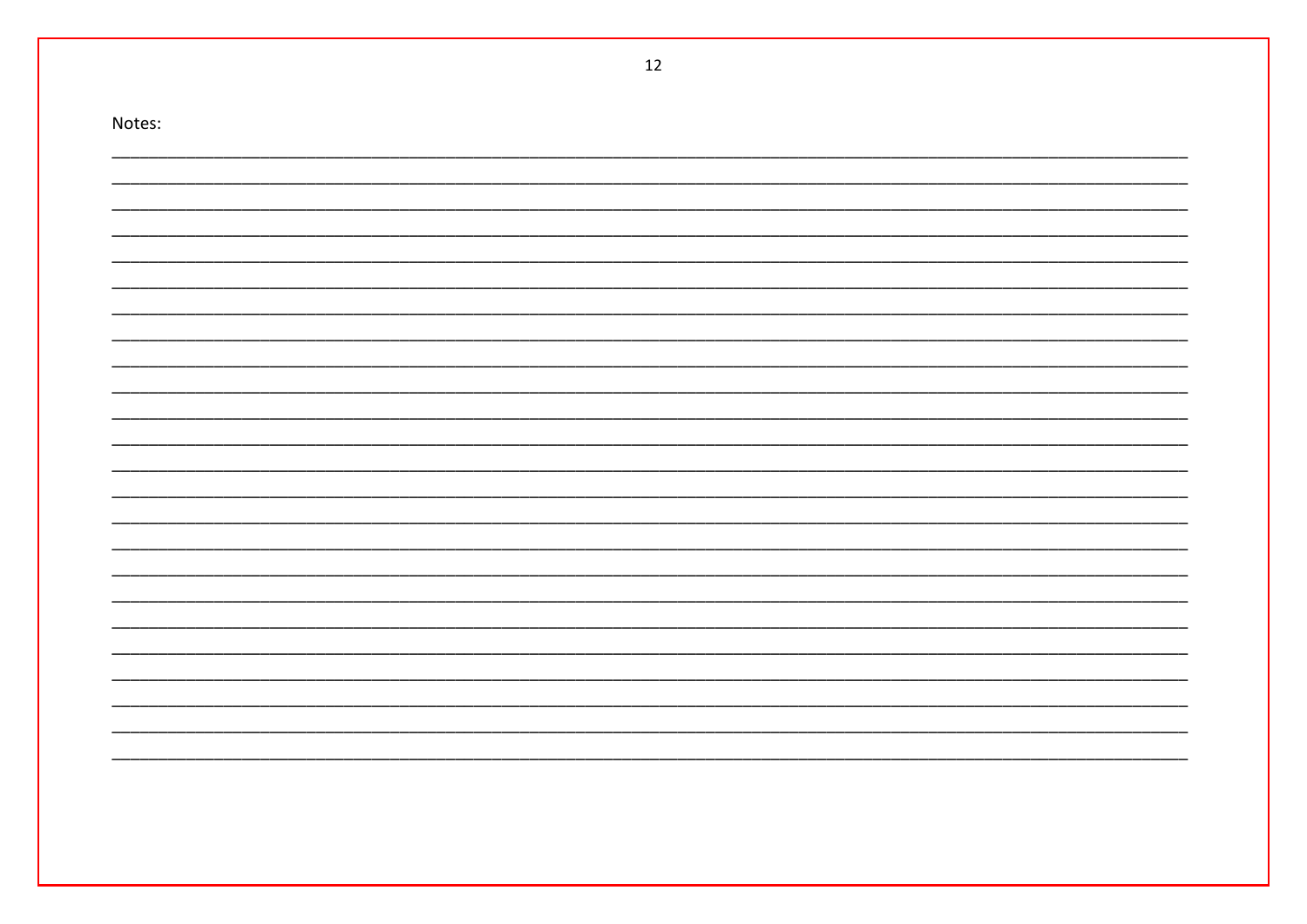Notes: